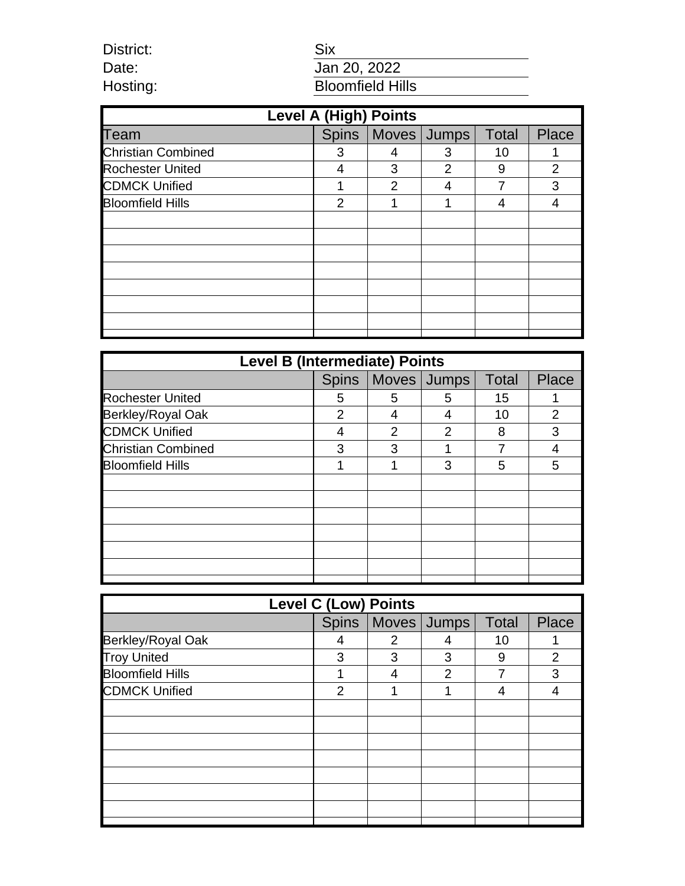District: Six

Date: Jan 20, 2022

Hosting: Bloomfield Hills

| Level A (High) Points | | | | | |
|---|---|---|---|---|---|
| Team | Spins | Moves | Jumps | Total | Place |
| Christian Combined | 3 | 4 | 3 | 10 | 1 |
| Rochester United | 4 | 3 | 2 | 9 | 2 |
| CDMCK Unified | 1 | 2 | 4 | 7 | 3 |
| Bloomfield Hills | 2 | 1 | 1 | 4 | 4 |

| Level B (Intermediate) Points | | | | | |
|---|---|---|---|---|---|
| | Spins | Moves | Jumps | Total | Place |
| Rochester United | 5 | 5 | 5 | 15 | 1 |
| Berkley/Royal Oak | 2 | 4 | 4 | 10 | 2 |
| CDMCK Unified | 4 | 2 | 2 | 8 | 3 |
| Christian Combined | 3 | 3 | 1 | 7 | 4 |
| Bloomfield Hills | 1 | 1 | 3 | 5 | 5 |

| Level C (Low) Points | | | | | |
|---|---|---|---|---|---|
| | Spins | Moves | Jumps | Total | Place |
| Berkley/Royal Oak | 4 | 2 | 4 | 10 | 1 |
| Troy United | 3 | 3 | 3 | 9 | 2 |
| Bloomfield Hills | 1 | 4 | 2 | 7 | 3 |
| CDMCK Unified | 2 | 1 | 1 | 4 | 4 |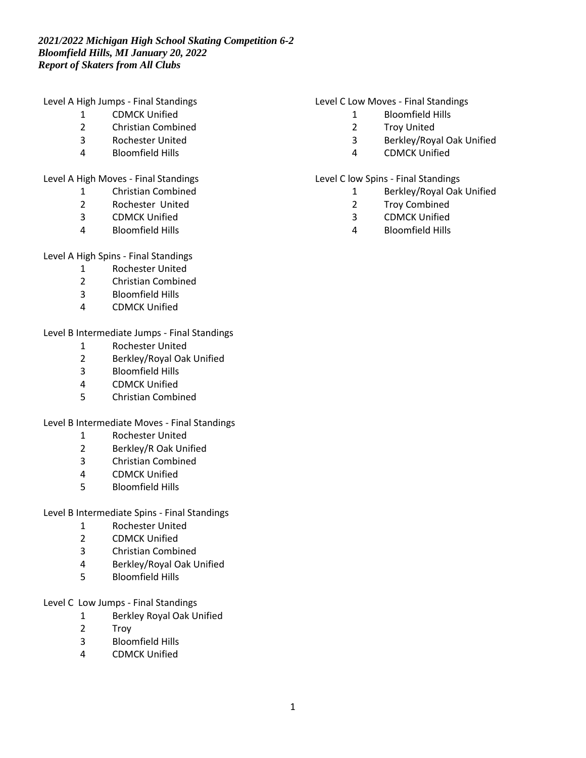***2021/2022 Michigan High School Skating Competition 6-2***
***Bloomfield Hills, MI January 20, 2022***
***Report of Skaters from All Clubs***

Level A High Jumps - Final Standings

1 CDMCK Unified
2 Christian Combined
3 Rochester United
4 Bloomfield Hills

Level A High Moves - Final Standings

1 Christian Combined
2 Rochester United
3 CDMCK Unified
4 Bloomfield Hills

Level A High Spins - Final Standings

1 Rochester United
2 Christian Combined
3 Bloomfield Hills
4 CDMCK Unified

Level B Intermediate Jumps - Final Standings

1 Rochester United
2 Berkley/Royal Oak Unified
3 Bloomfield Hills
4 CDMCK Unified
5 Christian Combined

Level B Intermediate Moves - Final Standings

1 Rochester United
2 Berkley/R Oak Unified
3 Christian Combined
4 CDMCK Unified
5 Bloomfield Hills

Level B Intermediate Spins - Final Standings

1 Rochester United
2 CDMCK Unified
3 Christian Combined
4 Berkley/Royal Oak Unified
5 Bloomfield Hills

Level C Low Jumps - Final Standings

1 Berkley Royal Oak Unified
2 Troy
3 Bloomfield Hills
4 CDMCK Unified

Level C Low Moves - Final Standings

1 Bloomfield Hills
2 Troy United
3 Berkley/Royal Oak Unified
4 CDMCK Unified

Level C low Spins - Final Standings

1 Berkley/Royal Oak Unified
2 Troy Combined
3 CDMCK Unified
4 Bloomfield Hills